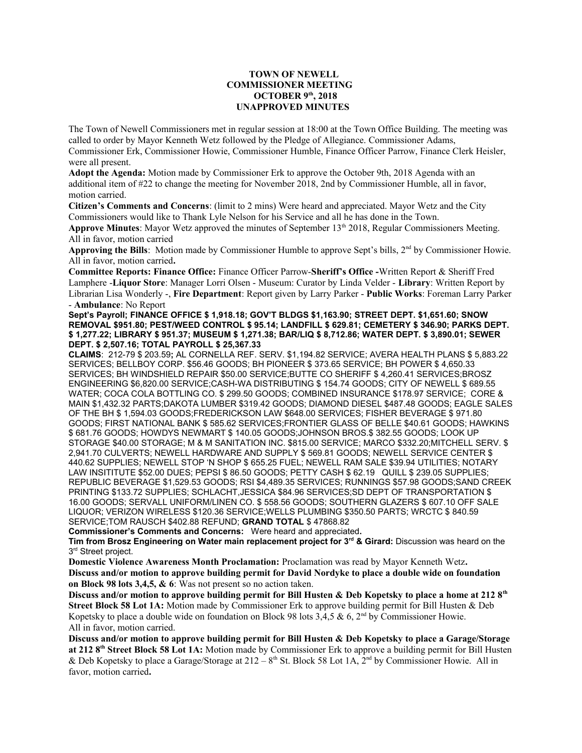**TOWN OF NEWELL**
**COMMISSIONER MEETING**
**OCTOBER 9th, 2018**
**UNAPPROVED MINUTES**

The Town of Newell Commissioners met in regular session at 18:00 at the Town Office Building. The meeting was called to order by Mayor Kenneth Wetz followed by the Pledge of Allegiance. Commissioner Adams, Commissioner Erk, Commissioner Howie, Commissioner Humble, Finance Officer Parrow, Finance Clerk Heisler, were all present.

**Adopt the Agenda:** Motion made by Commissioner Erk to approve the October 9th, 2018 Agenda with an additional item of #22 to change the meeting for November 2018, 2nd by Commissioner Humble, all in favor, motion carried.

**Citizen's Comments and Concerns**: (limit to 2 mins) Were heard and appreciated. Mayor Wetz and the City Commissioners would like to Thank Lyle Nelson for his Service and all he has done in the Town.

**Approve Minutes**: Mayor Wetz approved the minutes of September 13th 2018, Regular Commissioners Meeting. All in favor, motion carried

**Approving the Bills**: Motion made by Commissioner Humble to approve Sept's bills, 2nd by Commissioner Howie. All in favor, motion carried**.**

**Committee Reports: Finance Office:** Finance Officer Parrow-**Sheriff's Office -**Written Report & Sheriff Fred Lamphere -**Liquor Store**: Manager Lorri Olsen - Museum: Curator by Linda Velder - **Library**: Written Report by Librarian Lisa Wonderly -, **Fire Department**: Report given by Larry Parker - **Public Works**: Foreman Larry Parker - **Ambulance**: No Report

**Sept's Payroll; FINANCE OFFICE $ 1,918.18; GOV'T BLDGS $1,163.90; STREET DEPT. $1,651.60; SNOW REMOVAL $951.80; PEST/WEED CONTROL $ 95.14; LANDFILL $ 629.81; CEMETERY $ 346.90; PARKS DEPT. $ 1,277.22; LIBRARY $ 951.37; MUSEUM $ 1,271.38; BAR/LIQ $ 8,712.86; WATER DEPT. $ 3,890.01; SEWER DEPT. $ 2,507.16; TOTAL PAYROLL $ 25,367.33**

**CLAIMS**: 212-79 $ 203.59**;** AL CORNELLA REF. SERV. $1,194.82 SERVICE; AVERA HEALTH PLANS $ 5,883.22 SERVICES; BELLBOY CORP. $56.46 GOODS; BH PIONEER $ 373.65 SERVICE; BH POWER $ 4,650.33 SERVICES; BH WINDSHIELD REPAIR $50.00 SERVICE;BUTTE CO SHERIFF $ 4,260.41 SERVICES;BROSZ ENGINEERING $6,820.00 SERVICE;CASH-WA DISTRIBUTING $ 154.74 GOODS; CITY OF NEWELL $ 689.55 WATER; COCA COLA BOTTLING CO. $ 299.50 GOODS; COMBINED INSURANCE $178.97 SERVICE; CORE & MAIN $1,432.32 PARTS;DAKOTA LUMBER $319.42 GOODS; DIAMOND DIESEL $487.48 GOODS; EAGLE SALES OF THE BH $ 1,594.03 GOODS;FREDERICKSON LAW $648.00 SERVICES; FISHER BEVERAGE $ 971.80 GOODS; FIRST NATIONAL BANK $ 585.62 SERVICES;FRONTIER GLASS OF BELLE $40.61 GOODS; HAWKINS $ 681.76 GOODS; HOWDYS NEWMART $ 140.05 GOODS;JOHNSON BROS.$ 382.55 GOODS; LOOK UP STORAGE $40.00 STORAGE; M & M SANITATION INC. $815.00 SERVICE; MARCO $332.20;MITCHELL SERV. $ 2,941.70 CULVERTS; NEWELL HARDWARE AND SUPPLY $ 569.81 GOODS; NEWELL SERVICE CENTER $ 440.62 SUPPLIES; NEWELL STOP 'N SHOP $ 655.25 FUEL; NEWELL RAM SALE $39.94 UTILITIES; NOTARY LAW INSITITUTE $52.00 DUES; PEPSI $ 86.50 GOODS; PETTY CASH $ 62.19 QUILL $ 239.05 SUPPLIES; REPUBLIC BEVERAGE $1,529.53 GOODS; RSI $4,489.35 SERVICES; RUNNINGS $57.98 GOODS;SAND CREEK PRINTING $133.72 SUPPLIES; SCHLACHT,JESSICA $84.96 SERVICES;SD DEPT OF TRANSPORTATION $ 16.00 GOODS; SERVALL UNIFORM/LINEN CO. $ 558.56 GOODS; SOUTHERN GLAZERS $ 607.10 OFF SALE LIQUOR; VERIZON WIRELESS $120.36 SERVICE;WELLS PLUMBING $350.50 PARTS; WRCTC $ 840.59 SERVICE;TOM RAUSCH $402.88 REFUND; **GRAND TOTAL** $ 47868.82

**Commissioner's Comments and Concerns:** Were heard and appreciated**.**

**Tim from Brosz Engineering on Water main replacement project for 3rd & Girard:** Discussion was heard on the 3rd Street project.

**Domestic Violence Awareness Month Proclamation:** Proclamation was read by Mayor Kenneth Wetz**.**

**Discuss and/or motion to approve building permit for David Nordyke to place a double wide on foundation on Block 98 lots 3,4,5, & 6**: Was not present so no action taken.

**Discuss and/or motion to approve building permit for Bill Husten & Deb Kopetsky to place a home at 212 8th Street Block 58 Lot 1A:** Motion made by Commissioner Erk to approve building permit for Bill Husten & Deb Kopetsky to place a double wide on foundation on Block 98 lots 3,4,5 & 6, 2nd by Commissioner Howie. All in favor, motion carried.

**Discuss and/or motion to approve building permit for Bill Husten & Deb Kopetsky to place a Garage/Storage at 212 8th Street Block 58 Lot 1A:** Motion made by Commissioner Erk to approve a building permit for Bill Husten & Deb Kopetsky to place a Garage/Storage at 212 – 8th St. Block 58 Lot 1A, 2nd by Commissioner Howie. All in favor, motion carried**.**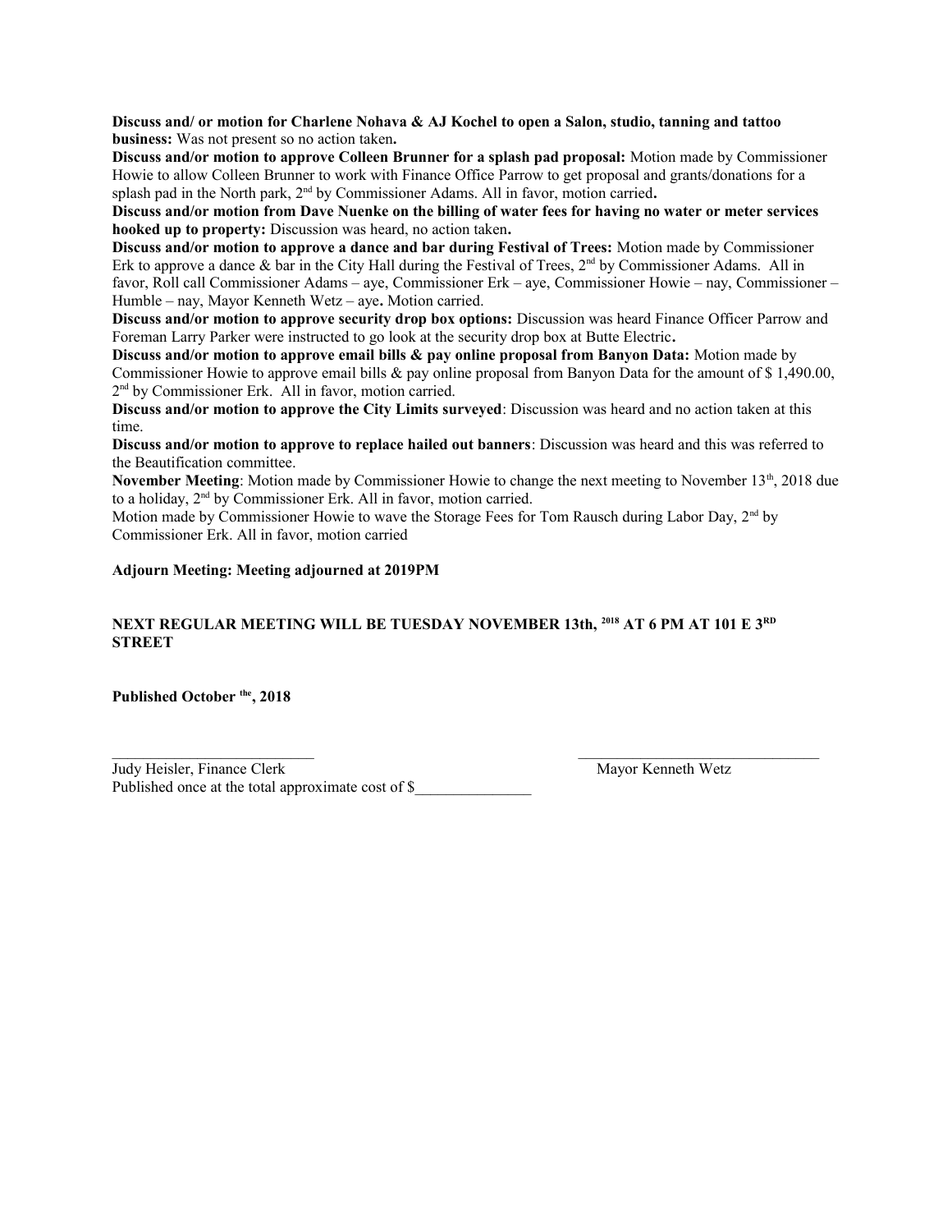**Discuss and/ or motion for Charlene Nohava & AJ Kochel to open a Salon, studio, tanning and tattoo business:** Was not present so no action taken**.**

**Discuss and/or motion to approve Colleen Brunner for a splash pad proposal:** Motion made by Commissioner Howie to allow Colleen Brunner to work with Finance Office Parrow to get proposal and grants/donations for a splash pad in the North park, 2nd by Commissioner Adams. All in favor, motion carried**.**

**Discuss and/or motion from Dave Nuenke on the billing of water fees for having no water or meter services hooked up to property:** Discussion was heard, no action taken**.**

**Discuss and/or motion to approve a dance and bar during Festival of Trees:** Motion made by Commissioner Erk to approve a dance & bar in the City Hall during the Festival of Trees, 2nd by Commissioner Adams. All in favor, Roll call Commissioner Adams – aye, Commissioner Erk – aye, Commissioner Howie – nay, Commissioner – Humble – nay, Mayor Kenneth Wetz – aye**.** Motion carried.

**Discuss and/or motion to approve security drop box options:** Discussion was heard Finance Officer Parrow and Foreman Larry Parker were instructed to go look at the security drop box at Butte Electric**.**

**Discuss and/or motion to approve email bills & pay online proposal from Banyon Data:** Motion made by Commissioner Howie to approve email bills & pay online proposal from Banyon Data for the amount of $ 1,490.00, 2nd by Commissioner Erk. All in favor, motion carried.

**Discuss and/or motion to approve the City Limits surveyed**: Discussion was heard and no action taken at this time.

**Discuss and/or motion to approve to replace hailed out banners**: Discussion was heard and this was referred to the Beautification committee.

**November Meeting**: Motion made by Commissioner Howie to change the next meeting to November 13th, 2018 due to a holiday, 2nd by Commissioner Erk. All in favor, motion carried.

Motion made by Commissioner Howie to wave the Storage Fees for Tom Rausch during Labor Day, 2nd by Commissioner Erk. All in favor, motion carried

**Adjourn Meeting: Meeting adjourned at 2019PM**

**NEXT REGULAR MEETING WILL BE TUESDAY NOVEMBER 13th, 2018 AT 6 PM AT 101 E 3RD STREET**

**Published October the, 2018**

\_\_\_\_\_\_\_\_\_\_\_\_\_\_\_\_\_\_\_\_\_\_\_\_\_\_\_ \_\_\_\_\_\_\_\_\_\_\_\_\_\_\_\_\_\_\_\_\_\_\_\_\_\_\_\_\_\_\_\_

Judy Heisler, Finance Clerk Mayor Kenneth Wetz

Published once at the total approximate cost of $\_\_\_\_\_\_\_\_\_\_\_\_\_\_\_